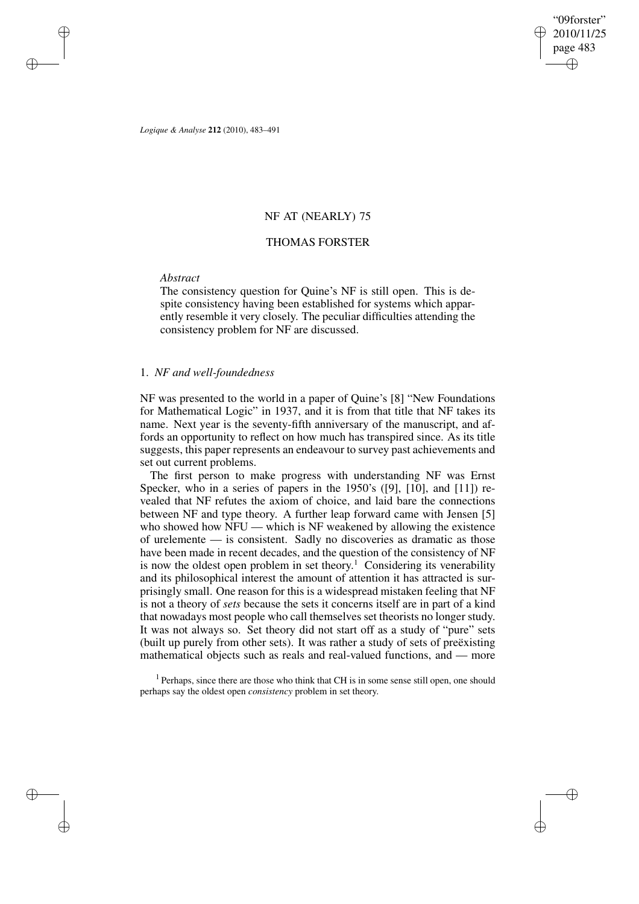# NF AT (NEARLY) 75

## THOMAS FORSTER

*Abstract*

The consistency question for Quine's NF is still open. This is despite consistency having been established for systems which apparently resemble it very closely. The peculiar difficulties attending the consistency problem for NF are discussed.

### 1. *NF and well-foundedness*

NF was presented to the world in a paper of Quine's [8] "New Foundations for Mathematical Logic" in 1937, and it is from that title that NF takes its name. Next year is the seventy-fifth anniversary of the manuscript, and affords an opportunity to reflect on how much has transpired since. As its title suggests, this paper represents an endeavour to survey past achievements and set out current problems.

The first person to make progress with understanding NF was Ernst Specker, who in a series of papers in the 1950's ([9], [10], and [11]) revealed that NF refutes the axiom of choice, and laid bare the connections between NF and type theory. A further leap forward came with Jensen [5] who showed how NFU — which is NF weakened by allowing the existence of urelemente — is consistent. Sadly no discoveries as dramatic as those have been made in recent decades, and the question of the consistency of NF is now the oldest open problem in set theory.[1] Considering its venerability and its philosophical interest the amount of attention it has attracted is surprisingly small. One reason for this is a widespread mistaken feeling that NF is not a theory of *sets* because the sets it concerns itself are in part of a kind that nowadays most people who call themselves set theorists no longer study. It was not always so. Set theory did not start off as a study of "pure" sets (built up purely from other sets). It was rather a study of sets of preëxisting mathematical objects such as reals and real-valued functions, and — more

[1] Perhaps, since there are those who think that CH is in some sense still open, one should perhaps say the oldest open *consistency* problem in set theory.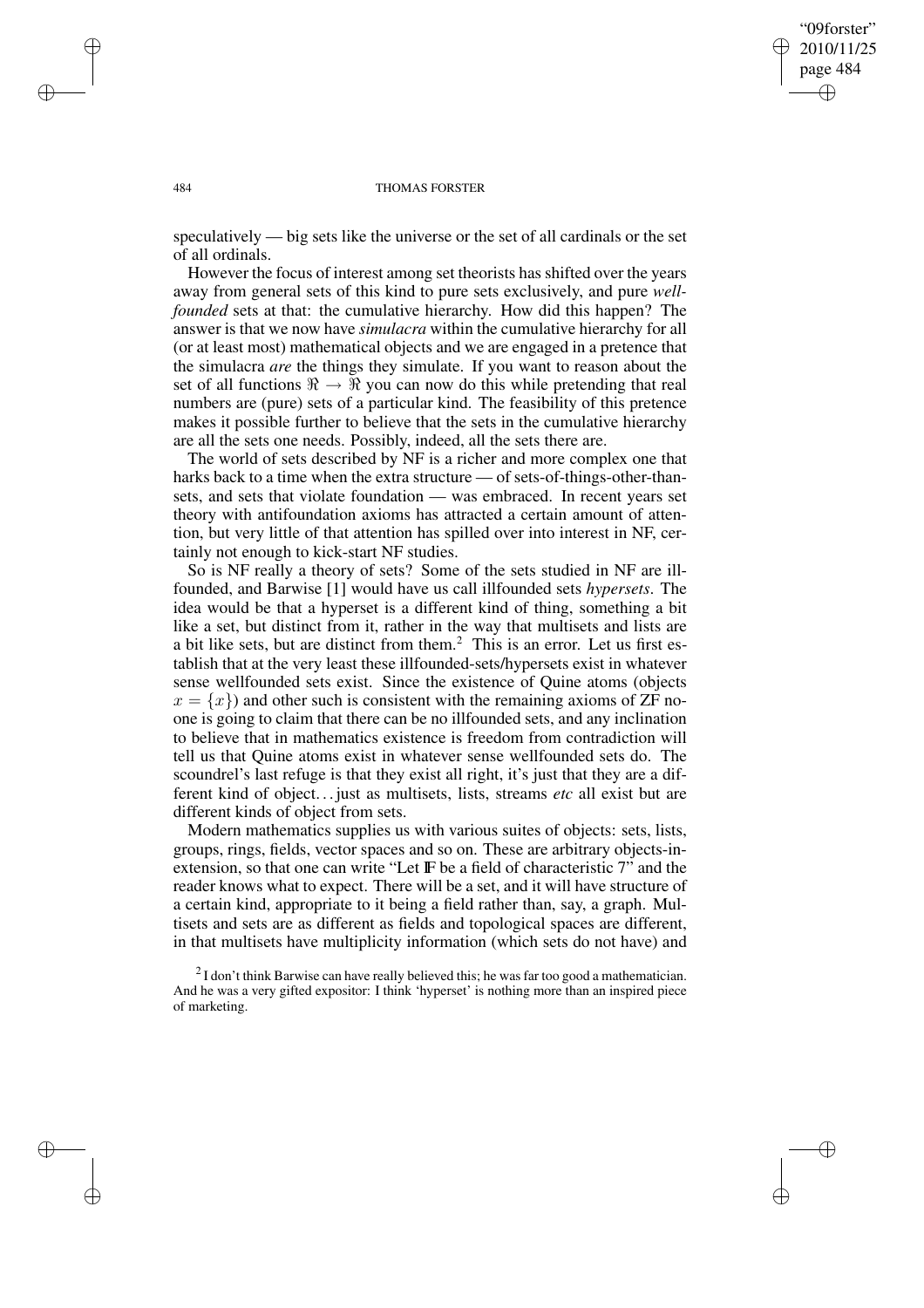speculatively — big sets like the universe or the set of all cardinals or the set of all ordinals.

However the focus of interest among set theorists has shifted over the years away from general sets of this kind to pure sets exclusively, and pure *well-founded* sets at that: the cumulative hierarchy. How did this happen? The answer is that we now have *simulacra* within the cumulative hierarchy for all (or at least most) mathematical objects and we are engaged in a pretence that the simulacra *are* the things they simulate. If you want to reason about the set of all functions $\Re \to \Re$ you can now do this while pretending that real numbers are (pure) sets of a particular kind. The feasibility of this pretence makes it possible further to believe that the sets in the cumulative hierarchy are all the sets one needs. Possibly, indeed, all the sets there are.

The world of sets described by NF is a richer and more complex one that harks back to a time when the extra structure — of sets-of-things-other-than-sets, and sets that violate foundation — was embraced. In recent years set theory with antifoundation axioms has attracted a certain amount of attention, but very little of that attention has spilled over into interest in NF, certainly not enough to kick-start NF studies.

So is NF really a theory of sets? Some of the sets studied in NF are illfounded, and Barwise [1] would have us call illfounded sets *hypersets*. The idea would be that a hyperset is a different kind of thing, something a bit like a set, but distinct from it, rather in the way that multisets and lists are a bit like sets, but are distinct from them.[2] This is an error. Let us first establish that at the very least these illfounded-sets/hypersets exist in whatever sense wellfounded sets exist. Since the existence of Quine atoms (objects $x = \{x\}$) and other such is consistent with the remaining axioms of ZF noone is going to claim that there can be no illfounded sets, and any inclination to believe that in mathematics existence is freedom from contradiction will tell us that Quine atoms exist in whatever sense wellfounded sets do. The scoundrel's last refuge is that they exist all right, it's just that they are a different kind of object…just as multisets, lists, streams *etc* all exist but are different kinds of object from sets.

Modern mathematics supplies us with various suites of objects: sets, lists, groups, rings, fields, vector spaces and so on. These are arbitrary objects-in-extension, so that one can write "Let $\mathbb{F}$ be a field of characteristic 7" and the reader knows what to expect. There will be a set, and it will have structure of a certain kind, appropriate to it being a field rather than, say, a graph. Multisets and sets are as different as fields and topological spaces are different, in that multisets have multiplicity information (which sets do not have) and

[2] I don't think Barwise can have really believed this; he was far too good a mathematician. And he was a very gifted expositor: I think 'hyperset' is nothing more than an inspired piece of marketing.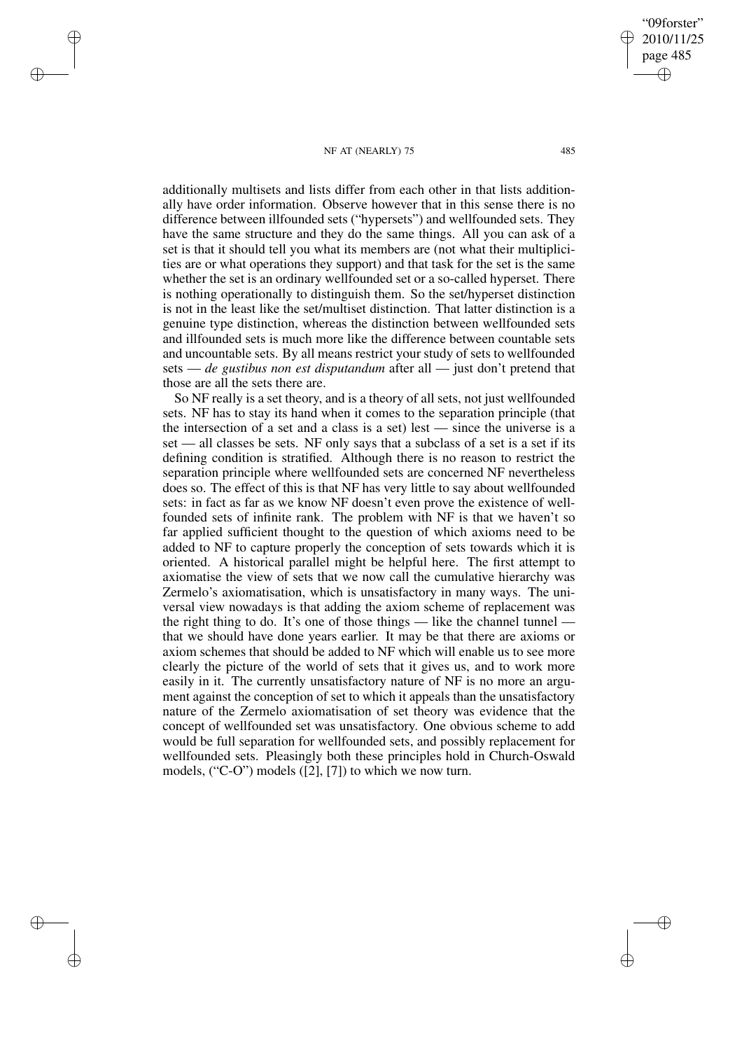additionally multisets and lists differ from each other in that lists additionally have order information. Observe however that in this sense there is no difference between illfounded sets ("hypersets") and wellfounded sets. They have the same structure and they do the same things. All you can ask of a set is that it should tell you what its members are (not what their multiplicities are or what operations they support) and that task for the set is the same whether the set is an ordinary wellfounded set or a so-called hyperset. There is nothing operationally to distinguish them. So the set/hyperset distinction is not in the least like the set/multiset distinction. That latter distinction is a genuine type distinction, whereas the distinction between wellfounded sets and illfounded sets is much more like the difference between countable sets and uncountable sets. By all means restrict your study of sets to wellfounded sets — *de gustibus non est disputandum* after all — just don't pretend that those are all the sets there are.

So NF really is a set theory, and is a theory of all sets, not just wellfounded sets. NF has to stay its hand when it comes to the separation principle (that the intersection of a set and a class is a set) lest — since the universe is a set — all classes be sets. NF only says that a subclass of a set is a set if its defining condition is stratified. Although there is no reason to restrict the separation principle where wellfounded sets are concerned NF nevertheless does so. The effect of this is that NF has very little to say about wellfounded sets: in fact as far as we know NF doesn't even prove the existence of wellfounded sets of infinite rank. The problem with NF is that we haven't so far applied sufficient thought to the question of which axioms need to be added to NF to capture properly the conception of sets towards which it is oriented. A historical parallel might be helpful here. The first attempt to axiomatise the view of sets that we now call the cumulative hierarchy was Zermelo's axiomatisation, which is unsatisfactory in many ways. The universal view nowadays is that adding the axiom scheme of replacement was the right thing to do. It's one of those things — like the channel tunnel — that we should have done years earlier. It may be that there are axioms or axiom schemes that should be added to NF which will enable us to see more clearly the picture of the world of sets that it gives us, and to work more easily in it. The currently unsatisfactory nature of NF is no more an argument against the conception of set to which it appeals than the unsatisfactory nature of the Zermelo axiomatisation of set theory was evidence that the concept of wellfounded set was unsatisfactory. One obvious scheme to add would be full separation for wellfounded sets, and possibly replacement for wellfounded sets. Pleasingly both these principles hold in Church-Oswald models, ("C-O") models ([2], [7]) to which we now turn.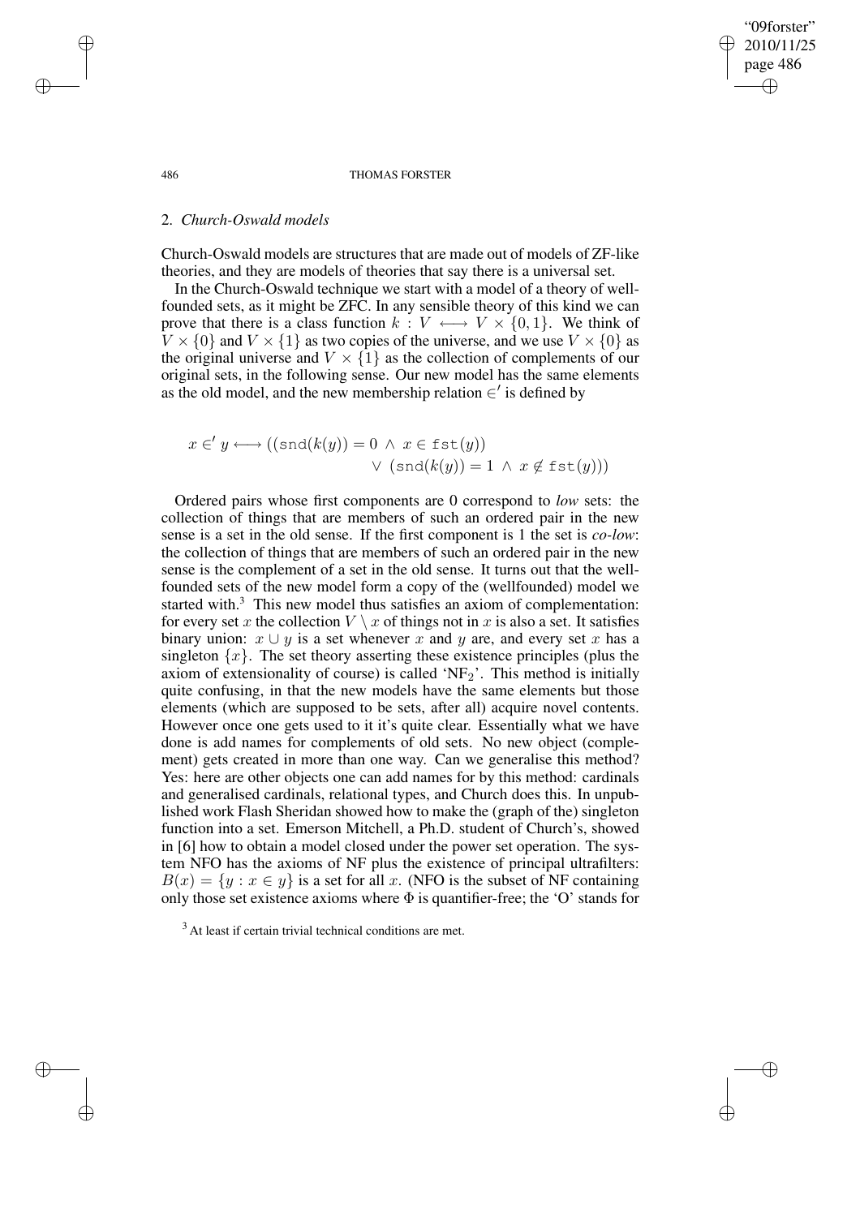## 2. *Church-Oswald models*

Church-Oswald models are structures that are made out of models of ZF-like theories, and they are models of theories that say there is a universal set.

In the Church-Oswald technique we start with a model of a theory of wellfounded sets, as it might be ZFC. In any sensible theory of this kind we can prove that there is a class function $k : V \longleftrightarrow V \times \{0, 1\}$. We think of $V \times \{0\}$ and $V \times \{1\}$ as two copies of the universe, and we use $V \times \{0\}$ as the original universe and $V \times \{1\}$ as the collection of complements of our original sets, in the following sense. Our new model has the same elements as the old model, and the new membership relation $\in'$ is defined by

$$x \in' y \longleftrightarrow ((\texttt{snd}(k(y)) = 0 \ \wedge \ x \in \texttt{fst}(y)) \\ \vee \ (\texttt{snd}(k(y)) = 1 \ \wedge \ x \notin \texttt{fst}(y)))$$

Ordered pairs whose first components are 0 correspond to *low* sets: the collection of things that are members of such an ordered pair in the new sense is a set in the old sense. If the first component is 1 the set is *co-low*: the collection of things that are members of such an ordered pair in the new sense is the complement of a set in the old sense. It turns out that the wellfounded sets of the new model form a copy of the (wellfounded) model we started with.[3] This new model thus satisfies an axiom of complementation: for every set $x$ the collection $V \setminus x$ of things not in $x$ is also a set. It satisfies binary union: $x \cup y$ is a set whenever $x$ and $y$ are, and every set $x$ has a singleton $\{x\}$. The set theory asserting these existence principles (plus the axiom of extensionality of course) is called '$\mathrm{NF}_2$'. This method is initially quite confusing, in that the new models have the same elements but those elements (which are supposed to be sets, after all) acquire novel contents. However once one gets used to it it's quite clear. Essentially what we have done is add names for complements of old sets. No new object (complement) gets created in more than one way. Can we generalise this method? Yes: here are other objects one can add names for by this method: cardinals and generalised cardinals, relational types, and Church does this. In unpublished work Flash Sheridan showed how to make the (graph of the) singleton function into a set. Emerson Mitchell, a Ph.D. student of Church's, showed in [6] how to obtain a model closed under the power set operation. The system NFO has the axioms of NF plus the existence of principal ultrafilters: $B(x) = \{y : x \in y\}$ is a set for all $x$. (NFO is the subset of NF containing only those set existence axioms where $\Phi$ is quantifier-free; the 'O' stands for

[3] At least if certain trivial technical conditions are met.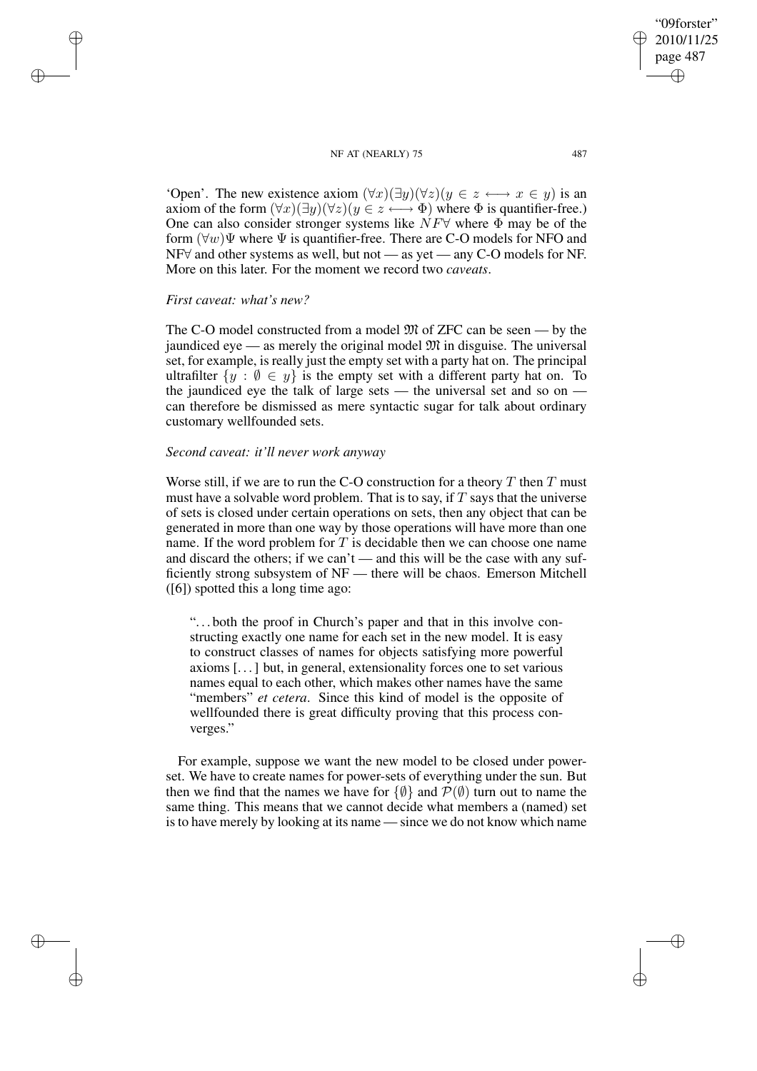'Open'. The new existence axiom $(\forall x)(\exists y)(\forall z)(y \in z \longleftrightarrow x \in y)$ is an axiom of the form $(\forall x)(\exists y)(\forall z)(y \in z \longleftrightarrow \Phi)$ where $\Phi$ is quantifier-free.) One can also consider stronger systems like $NF\forall$ where $\Phi$ may be of the form $(\forall w)\Psi$ where $\Psi$ is quantifier-free. There are C-O models for NFO and NF$\forall$ and other systems as well, but not — as yet — any C-O models for NF. More on this later. For the moment we record two *caveats*.

*First caveat: what's new?*

The C-O model constructed from a model $\mathfrak{M}$ of ZFC can be seen — by the jaundiced eye — as merely the original model $\mathfrak{M}$ in disguise. The universal set, for example, is really just the empty set with a party hat on. The principal ultrafilter $\{y : \emptyset \in y\}$ is the empty set with a different party hat on. To the jaundiced eye the talk of large sets — the universal set and so on — can therefore be dismissed as mere syntactic sugar for talk about ordinary customary wellfounded sets.

*Second caveat: it'll never work anyway*

Worse still, if we are to run the C-O construction for a theory $T$ then $T$ must must have a solvable word problem. That is to say, if $T$ says that the universe of sets is closed under certain operations on sets, then any object that can be generated in more than one way by those operations will have more than one name. If the word problem for $T$ is decidable then we can choose one name and discard the others; if we can't — and this will be the case with any sufficiently strong subsystem of NF — there will be chaos. Emerson Mitchell ([6]) spotted this a long time ago:

> "...both the proof in Church's paper and that in this involve constructing exactly one name for each set in the new model. It is easy to construct classes of names for objects satisfying more powerful axioms [...] but, in general, extensionality forces one to set various names equal to each other, which makes other names have the same "members" *et cetera*. Since this kind of model is the opposite of wellfounded there is great difficulty proving that this process converges."

For example, suppose we want the new model to be closed under power-set. We have to create names for power-sets of everything under the sun. But then we find that the names we have for $\{\emptyset\}$ and $\mathcal{P}(\emptyset)$ turn out to name the same thing. This means that we cannot decide what members a (named) set is to have merely by looking at its name — since we do not know which name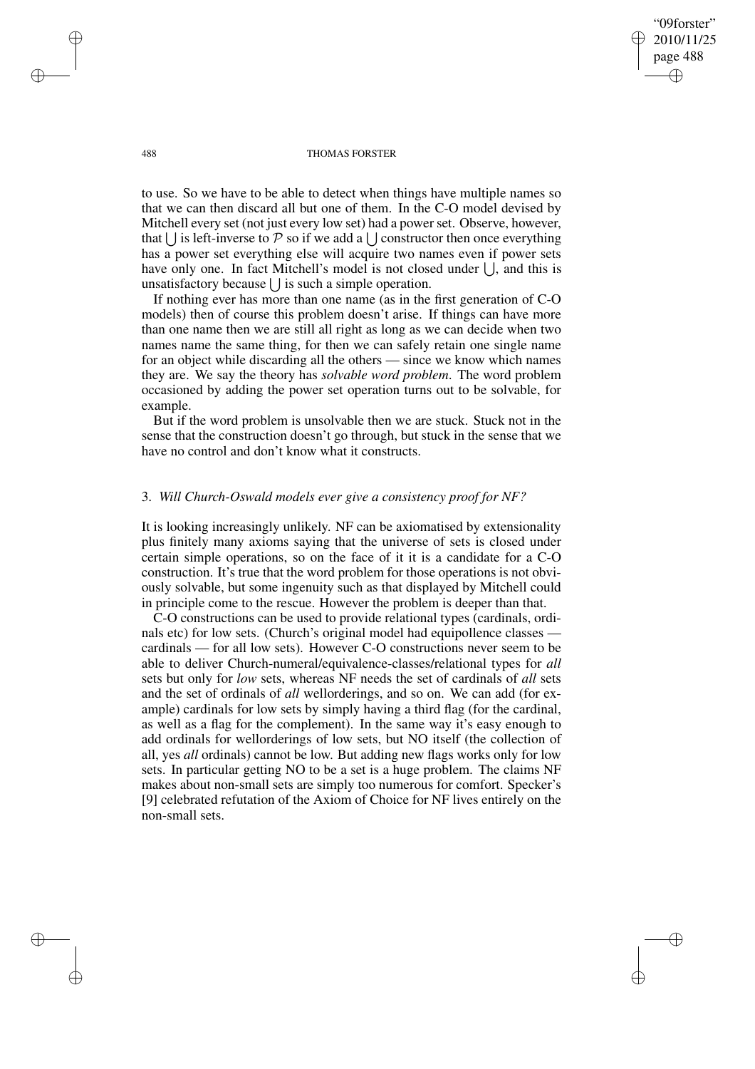to use. So we have to be able to detect when things have multiple names so that we can then discard all but one of them. In the C-O model devised by Mitchell every set (not just every low set) had a power set. Observe, however, that $\bigcup$ is left-inverse to $\mathcal{P}$ so if we add a $\bigcup$ constructor then once everything has a power set everything else will acquire two names even if power sets have only one. In fact Mitchell's model is not closed under $\bigcup$, and this is unsatisfactory because $\bigcup$ is such a simple operation.

If nothing ever has more than one name (as in the first generation of C-O models) then of course this problem doesn't arise. If things can have more than one name then we are still all right as long as we can decide when two names name the same thing, for then we can safely retain one single name for an object while discarding all the others — since we know which names they are. We say the theory has *solvable word problem*. The word problem occasioned by adding the power set operation turns out to be solvable, for example.

But if the word problem is unsolvable then we are stuck. Stuck not in the sense that the construction doesn't go through, but stuck in the sense that we have no control and don't know what it constructs.

## 3. *Will Church-Oswald models ever give a consistency proof for NF?*

It is looking increasingly unlikely. NF can be axiomatised by extensionality plus finitely many axioms saying that the universe of sets is closed under certain simple operations, so on the face of it it is a candidate for a C-O construction. It's true that the word problem for those operations is not obviously solvable, but some ingenuity such as that displayed by Mitchell could in principle come to the rescue. However the problem is deeper than that.

C-O constructions can be used to provide relational types (cardinals, ordinals etc) for low sets. (Church's original model had equipollence classes — cardinals — for all low sets). However C-O constructions never seem to be able to deliver Church-numeral/equivalence-classes/relational types for *all* sets but only for *low* sets, whereas NF needs the set of cardinals of *all* sets and the set of ordinals of *all* wellorderings, and so on. We can add (for example) cardinals for low sets by simply having a third flag (for the cardinal, as well as a flag for the complement). In the same way it's easy enough to add ordinals for wellorderings of low sets, but NO itself (the collection of all, yes *all* ordinals) cannot be low. But adding new flags works only for low sets. In particular getting NO to be a set is a huge problem. The claims NF makes about non-small sets are simply too numerous for comfort. Specker's [9] celebrated refutation of the Axiom of Choice for NF lives entirely on the non-small sets.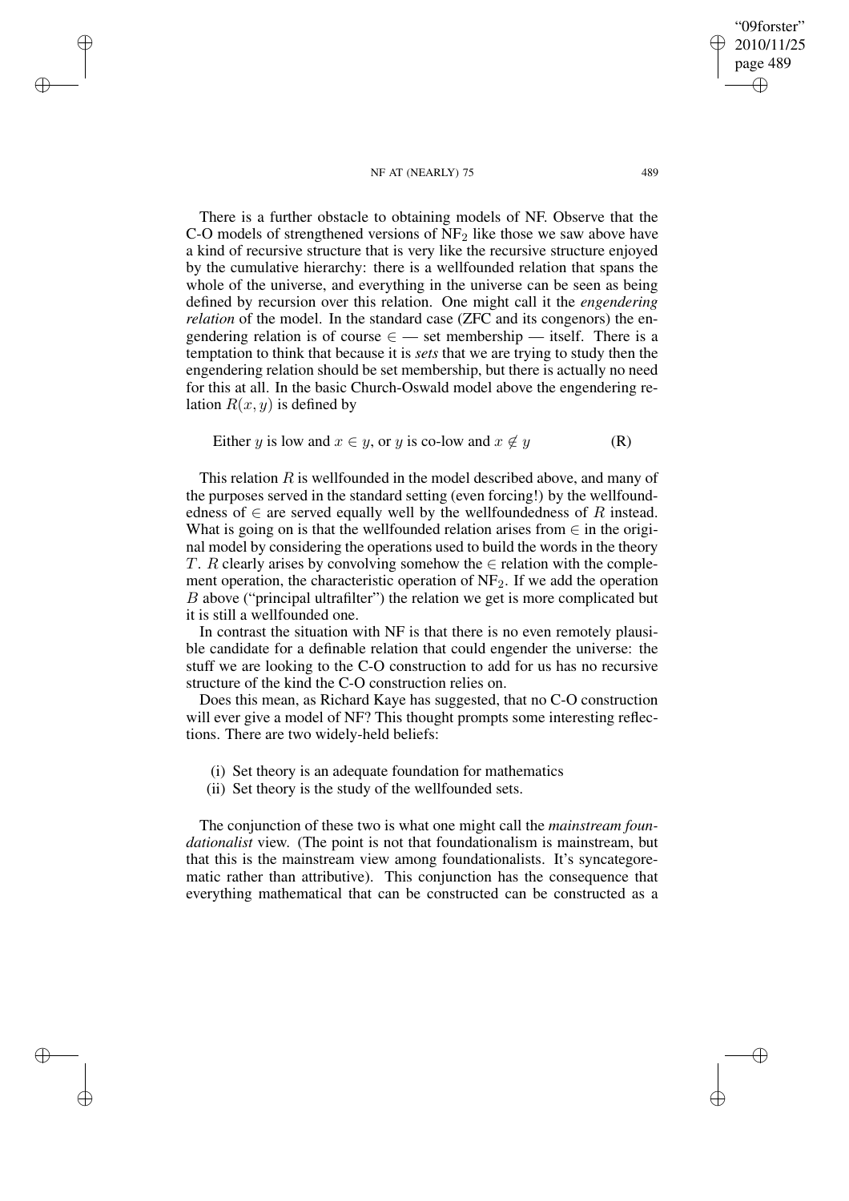There is a further obstacle to obtaining models of NF. Observe that the C-O models of strengthened versions of $NF_2$ like those we saw above have a kind of recursive structure that is very like the recursive structure enjoyed by the cumulative hierarchy: there is a wellfounded relation that spans the whole of the universe, and everything in the universe can be seen as being defined by recursion over this relation. One might call it the *engendering relation* of the model. In the standard case (ZFC and its congenors) the engendering relation is of course $\in$ — set membership — itself. There is a temptation to think that because it is *sets* that we are trying to study then the engendering relation should be set membership, but there is actually no need for this at all. In the basic Church-Oswald model above the engendering relation $R(x, y)$ is defined by

$$\text{Either } y \text{ is low and } x \in y, \text{ or } y \text{ is co-low and } x \notin y \qquad \text{(R)}$$

This relation $R$ is wellfounded in the model described above, and many of the purposes served in the standard setting (even forcing!) by the wellfoundedness of $\in$ are served equally well by the wellfoundedness of $R$ instead. What is going on is that the wellfounded relation arises from $\in$ in the original model by considering the operations used to build the words in the theory $T$. $R$ clearly arises by convolving somehow the $\in$ relation with the complement operation, the characteristic operation of $NF_2$. If we add the operation $B$ above ("principal ultrafilter") the relation we get is more complicated but it is still a wellfounded one.

In contrast the situation with NF is that there is no even remotely plausible candidate for a definable relation that could engender the universe: the stuff we are looking to the C-O construction to add for us has no recursive structure of the kind the C-O construction relies on.

Does this mean, as Richard Kaye has suggested, that no C-O construction will ever give a model of NF? This thought prompts some interesting reflections. There are two widely-held beliefs:

(i) Set theory is an adequate foundation for mathematics
(ii) Set theory is the study of the wellfounded sets.

The conjunction of these two is what one might call the *mainstream foundationalist* view. (The point is not that foundationalism is mainstream, but that this is the mainstream view among foundationalists. It's syncategorematic rather than attributive). This conjunction has the consequence that everything mathematical that can be constructed can be constructed as a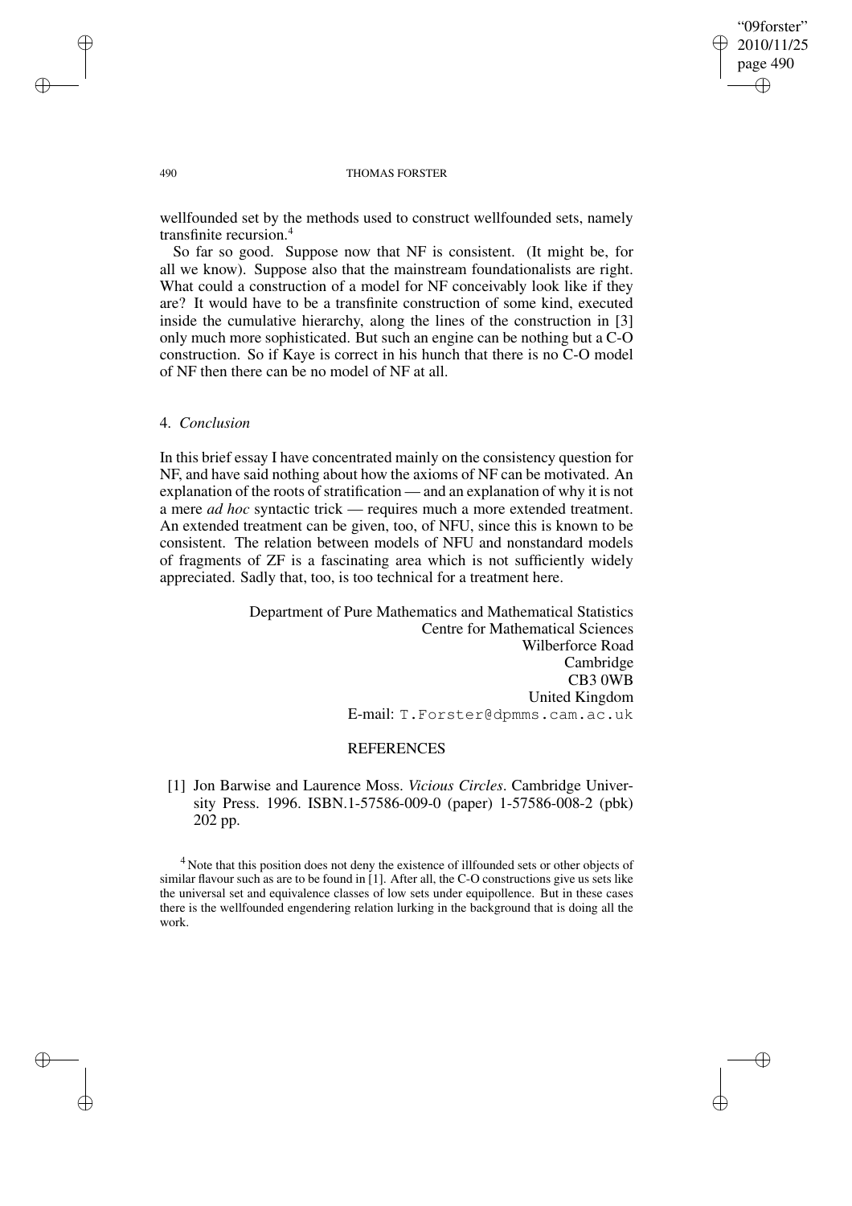wellfounded set by the methods used to construct wellfounded sets, namely transfinite recursion.[4]

So far so good. Suppose now that NF is consistent. (It might be, for all we know). Suppose also that the mainstream foundationalists are right. What could a construction of a model for NF conceivably look like if they are? It would have to be a transfinite construction of some kind, executed inside the cumulative hierarchy, along the lines of the construction in [3] only much more sophisticated. But such an engine can be nothing but a C-O construction. So if Kaye is correct in his hunch that there is no C-O model of NF then there can be no model of NF at all.

## 4. *Conclusion*

In this brief essay I have concentrated mainly on the consistency question for NF, and have said nothing about how the axioms of NF can be motivated. An explanation of the roots of stratification — and an explanation of why it is not a mere *ad hoc* syntactic trick — requires much a more extended treatment. An extended treatment can be given, too, of NFU, since this is known to be consistent. The relation between models of NFU and nonstandard models of fragments of ZF is a fascinating area which is not sufficiently widely appreciated. Sadly that, too, is too technical for a treatment here.

Department of Pure Mathematics and Mathematical Statistics
Centre for Mathematical Sciences
Wilberforce Road
Cambridge
CB3 0WB
United Kingdom
E-mail: T.Forster@dpmms.cam.ac.uk

## REFERENCES

[1] Jon Barwise and Laurence Moss. *Vicious Circles*. Cambridge University Press. 1996. ISBN.1-57586-009-0 (paper) 1-57586-008-2 (pbk) 202 pp.

[4] Note that this position does not deny the existence of illfounded sets or other objects of similar flavour such as are to be found in [1]. After all, the C-O constructions give us sets like the universal set and equivalence classes of low sets under equipollence. But in these cases there is the wellfounded engendering relation lurking in the background that is doing all the work.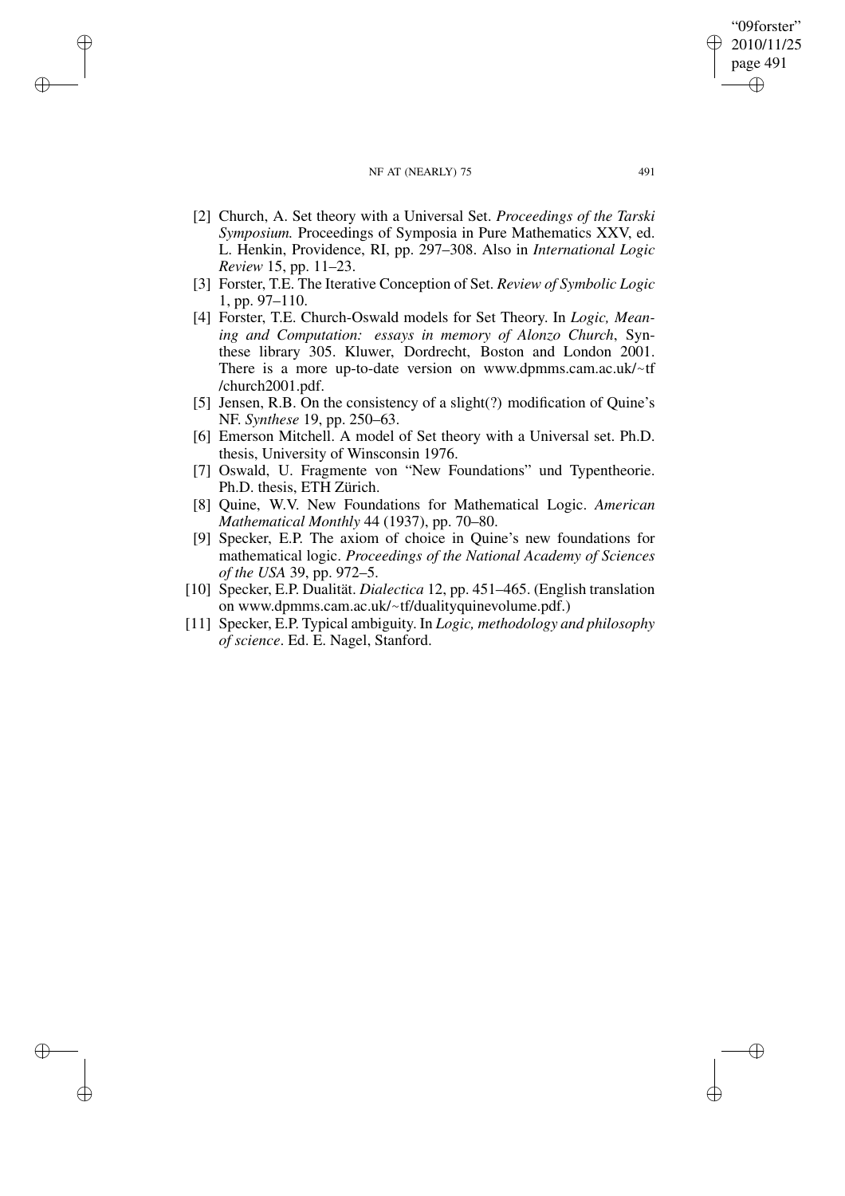[2] Church, A. Set theory with a Universal Set. *Proceedings of the Tarski Symposium.* Proceedings of Symposia in Pure Mathematics XXV, ed. L. Henkin, Providence, RI, pp. 297–308. Also in *International Logic Review* 15, pp. 11–23.

[3] Forster, T.E. The Iterative Conception of Set. *Review of Symbolic Logic* 1, pp. 97–110.

[4] Forster, T.E. Church-Oswald models for Set Theory. In *Logic, Meaning and Computation: essays in memory of Alonzo Church*, Synthese library 305. Kluwer, Dordrecht, Boston and London 2001. There is a more up-to-date version on www.dpmms.cam.ac.uk/~tf /church2001.pdf.

[5] Jensen, R.B. On the consistency of a slight(?) modification of Quine's NF. *Synthese* 19, pp. 250–63.

[6] Emerson Mitchell. A model of Set theory with a Universal set. Ph.D. thesis, University of Winsconsin 1976.

[7] Oswald, U. Fragmente von "New Foundations" und Typentheorie. Ph.D. thesis, ETH Zürich.

[8] Quine, W.V. New Foundations for Mathematical Logic. *American Mathematical Monthly* 44 (1937), pp. 70–80.

[9] Specker, E.P. The axiom of choice in Quine's new foundations for mathematical logic. *Proceedings of the National Academy of Sciences of the USA* 39, pp. 972–5.

[10] Specker, E.P. Dualität. *Dialectica* 12, pp. 451–465. (English translation on www.dpmms.cam.ac.uk/~tf/dualityquinevolume.pdf.)

[11] Specker, E.P. Typical ambiguity. In *Logic, methodology and philosophy of science*. Ed. E. Nagel, Stanford.